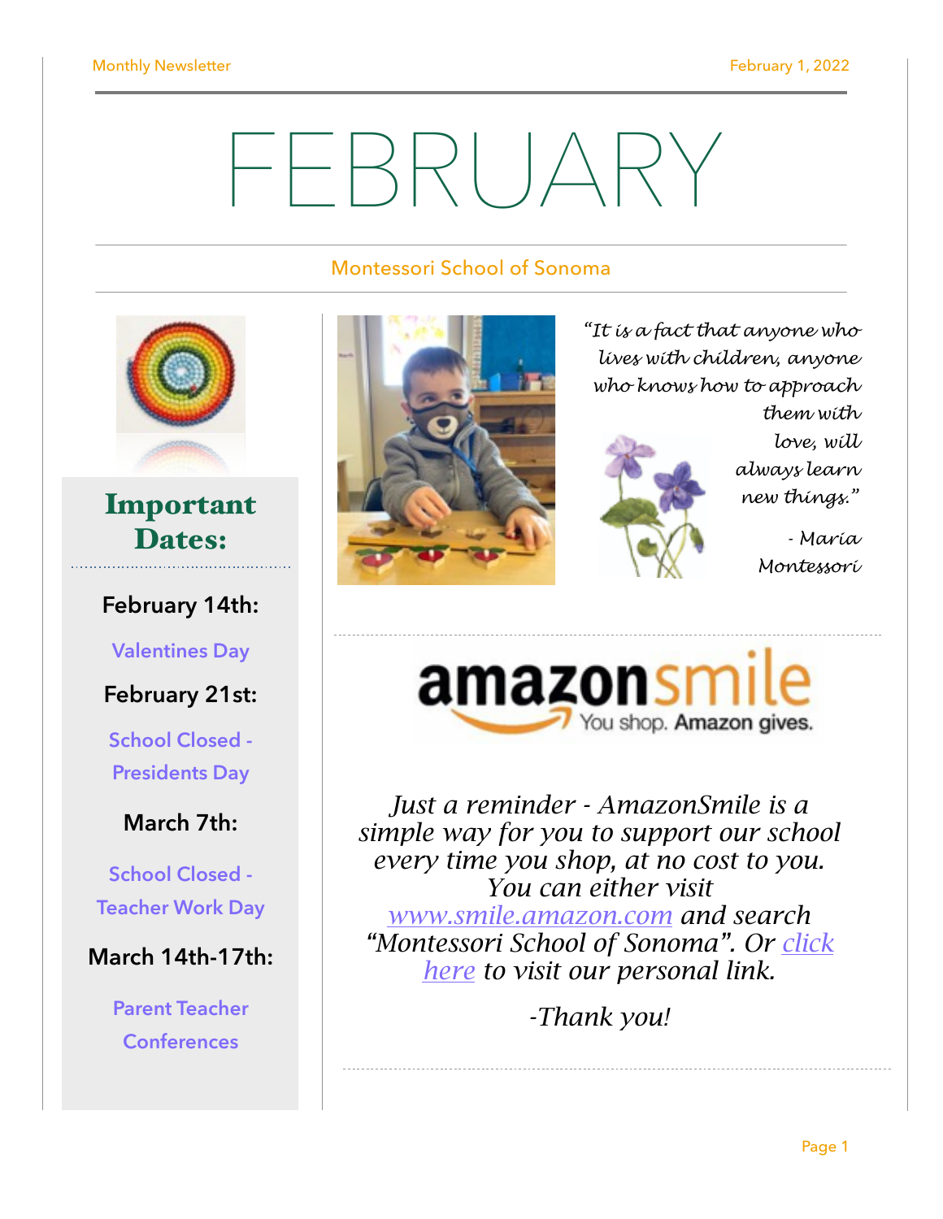# FEBRUARY

Montessori School of Sonoma

## Important Dates:

**February 14th:**

Valentines Day

**February 21st:**

School Closed - Presidents Day

**March 7th:**

School Closed - Teacher Work Day

**March 14th-17th:**

Parent Teacher Conferences

*"It is a fact that anyone who lives with children, anyone who knows how to approach them with love, will always learn new things."*

*- Maria Montessori*

amazonsmile

You shop. Amazon gives.

*Just a reminder - AmazonSmile is a simple way for you to support our school every time you shop, at no cost to you. You can either visit [www.smile.amazon.com](www.smile.amazon.com) and search "Montessori School of Sonoma". Or [click here](click here) to visit our personal link.*

*-Thank you!*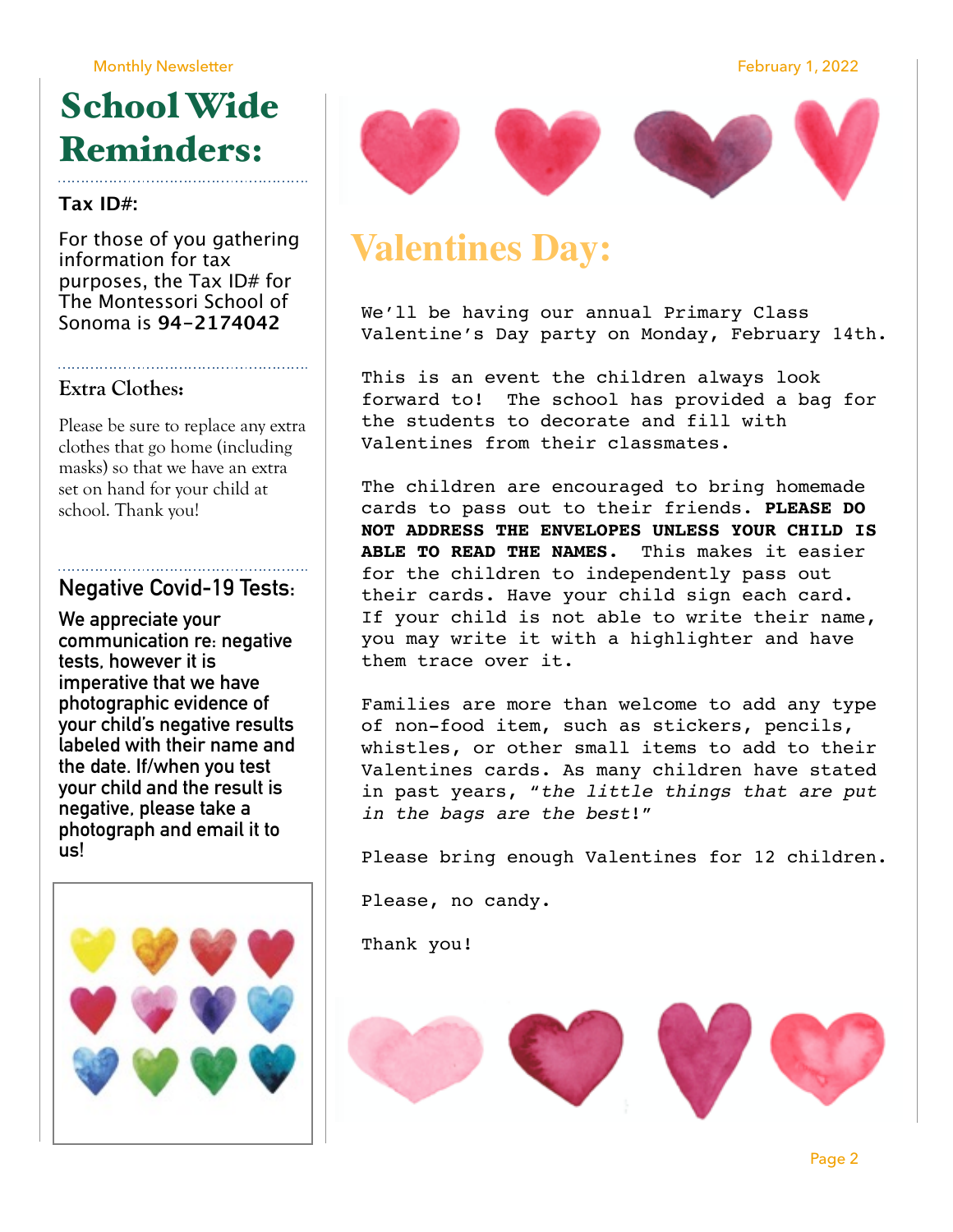# School Wide Reminders:

### Tax ID#:

For those of you gathering information for tax purposes, the Tax ID# for The Montessori School of Sonoma is **94-2174042**

### Extra Clothes:

Please be sure to replace any extra clothes that go home (including masks) so that we have an extra set on hand for your child at school. Thank you!

### Negative Covid-19 Tests:

**We appreciate your communication re: negative tests, however it is imperative that we have photographic evidence of your child's negative results labeled with their name and the date. If/when you test your child and the result is negative, please take a photograph and email it to us!**

# Valentines Day:

We'll be having our annual Primary Class Valentine's Day party on Monday, February 14th.

This is an event the children always look forward to! The school has provided a bag for the students to decorate and fill with Valentines from their classmates.

The children are encouraged to bring homemade cards to pass out to their friends. **PLEASE DO NOT ADDRESS THE ENVELOPES UNLESS YOUR CHILD IS ABLE TO READ THE NAMES.** This makes it easier for the children to independently pass out their cards. Have your child sign each card. If your child is not able to write their name, you may write it with a highlighter and have them trace over it.

Families are more than welcome to add any type of non-food item, such as stickers, pencils, whistles, or other small items to add to their Valentines cards. As many children have stated in past years, "*the little things that are put in the bags are the best*!"

Please bring enough Valentines for 12 children.

Please, no candy.

Thank you!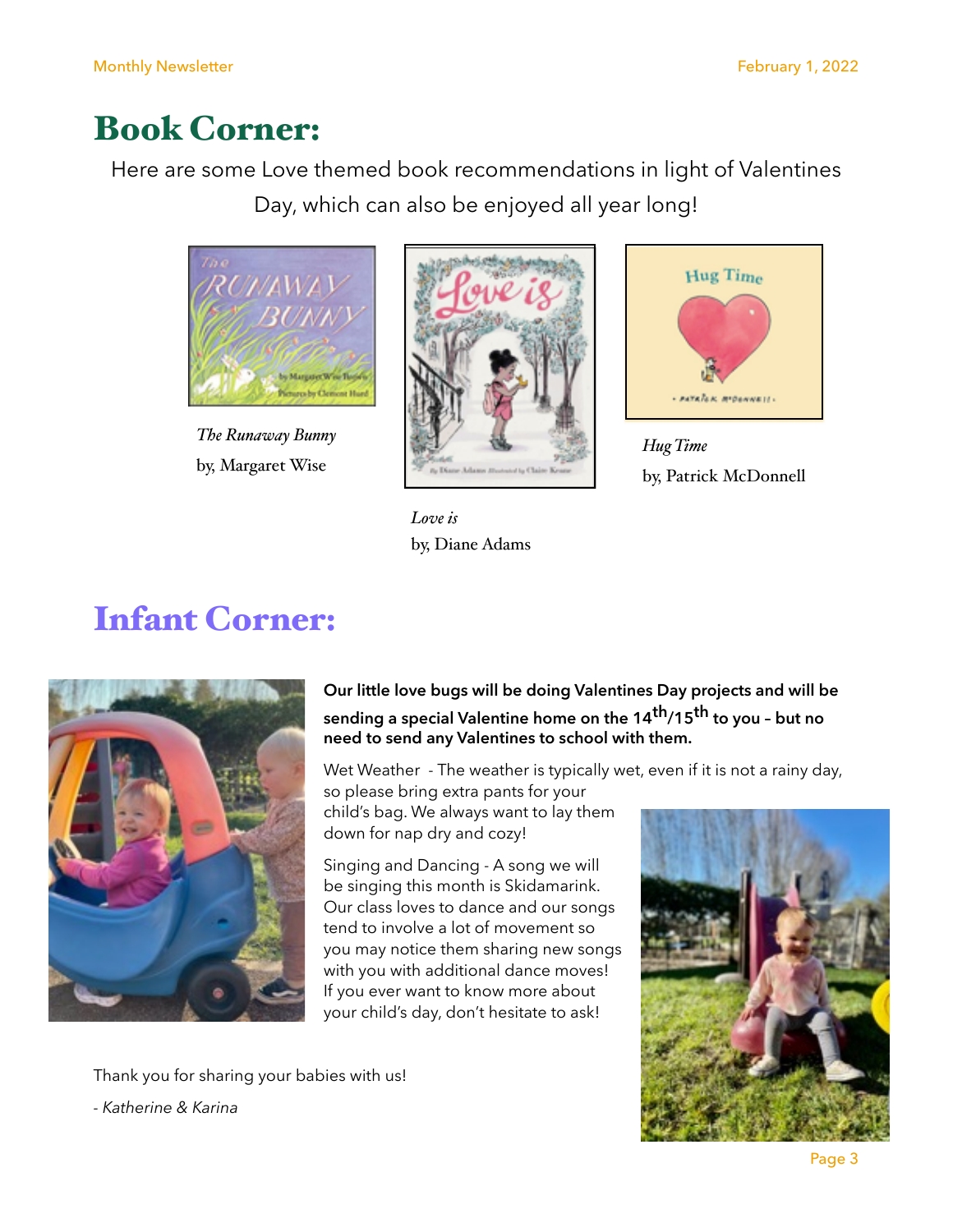# Book Corner:

Here are some Love themed book recommendations in light of Valentines Day, which can also be enjoyed all year long!

*The Runaway Bunny*
by, Margaret Wise

*Love is*
by, Diane Adams

*Hug Time*
by, Patrick McDonnell

# Infant Corner:

**Our little love bugs will be doing Valentines Day projects and will be sending a special Valentine home on the 14th/15th to you – but no need to send any Valentines to school with them.**

Wet Weather - The weather is typically wet, even if it is not a rainy day, so please bring extra pants for your child's bag. We always want to lay them down for nap dry and cozy!

Singing and Dancing - A song we will be singing this month is Skidamarink. Our class loves to dance and our songs tend to involve a lot of movement so you may notice them sharing new songs with you with additional dance moves! If you ever want to know more about your child's day, don't hesitate to ask!

Thank you for sharing your babies with us!

- *Katherine & Karina*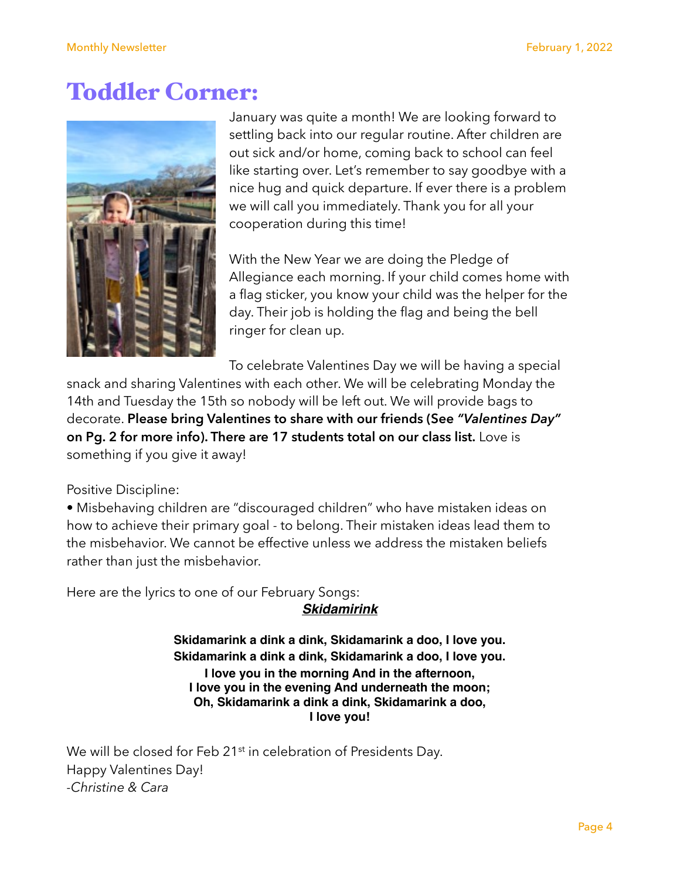# Toddler Corner:

January was quite a month! We are looking forward to settling back into our regular routine. After children are out sick and/or home, coming back to school can feel like starting over. Let's remember to say goodbye with a nice hug and quick departure. If ever there is a problem we will call you immediately. Thank you for all your cooperation during this time!

With the New Year we are doing the Pledge of Allegiance each morning. If your child comes home with a flag sticker, you know your child was the helper for the day. Their job is holding the flag and being the bell ringer for clean up.

To celebrate Valentines Day we will be having a special snack and sharing Valentines with each other. We will be celebrating Monday the 14th and Tuesday the 15th so nobody will be left out. We will provide bags to decorate. **Please bring Valentines to share with our friends (See *"Valentines Day"* on Pg. 2 for more info). There are 17 students total on our class list.** Love is something if you give it away!

Positive Discipline:

• Misbehaving children are "discouraged children" who have mistaken ideas on how to achieve their primary goal - to belong. Their mistaken ideas lead them to the misbehavior. We cannot be effective unless we address the mistaken beliefs rather than just the misbehavior.

Here are the lyrics to one of our February Songs:

***Skidamirink***

**Skidamarink a dink a dink, Skidamarink a doo, I love you.**
**Skidamarink a dink a dink, Skidamarink a doo, I love you.**
**I love you in the morning And in the afternoon,**
**I love you in the evening And underneath the moon;**
**Oh, Skidamarink a dink a dink, Skidamarink a doo,**
**I love you!**

We will be closed for Feb 21st in celebration of Presidents Day.
Happy Valentines Day!
*-Christine & Cara*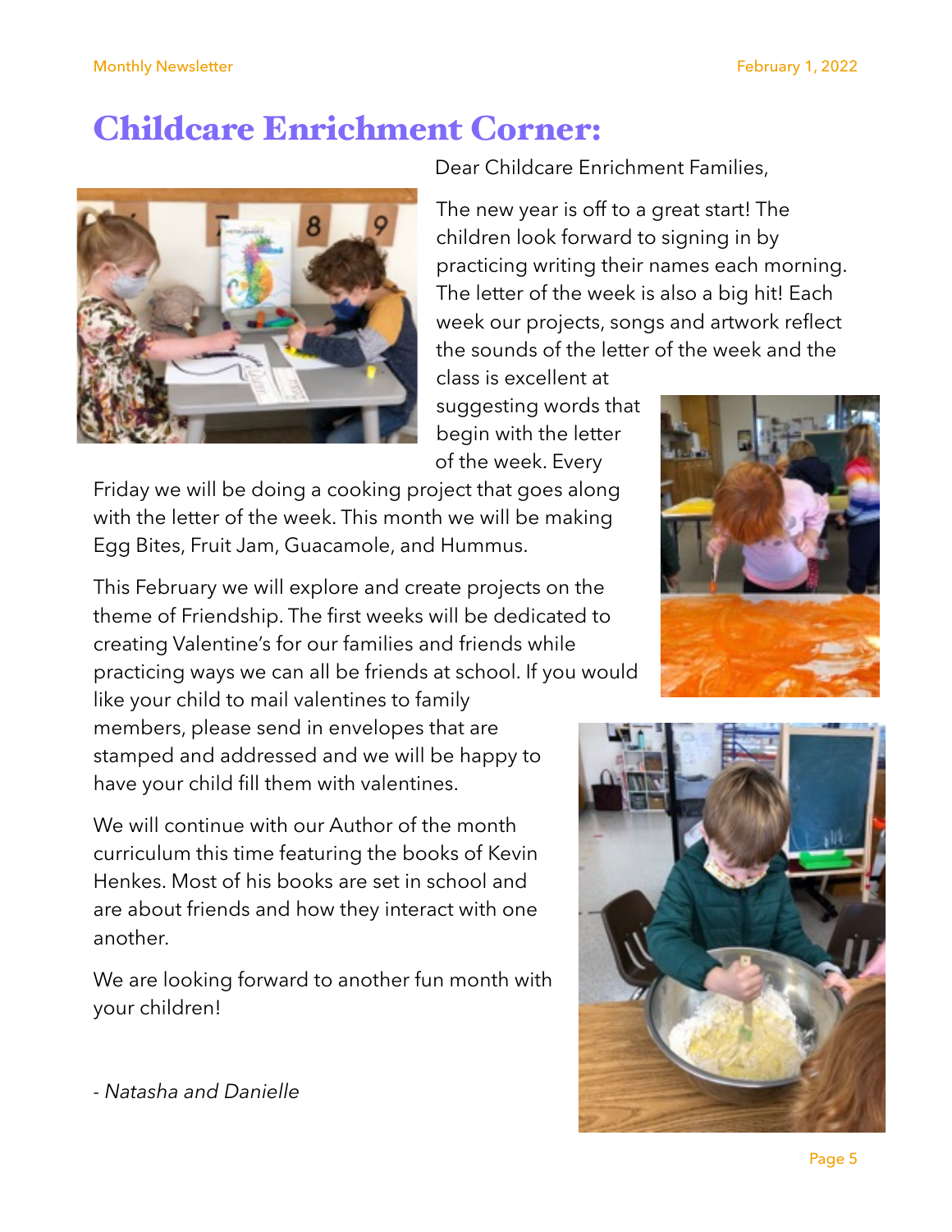# Childcare Enrichment Corner:

Dear Childcare Enrichment Families,

The new year is off to a great start! The children look forward to signing in by practicing writing their names each morning. The letter of the week is also a big hit! Each week our projects, songs and artwork reflect the sounds of the letter of the week and the class is excellent at suggesting words that begin with the letter of the week. Every Friday we will be doing a cooking project that goes along with the letter of the week. This month we will be making Egg Bites, Fruit Jam, Guacamole, and Hummus.

This February we will explore and create projects on the theme of Friendship. The first weeks will be dedicated to creating Valentine's for our families and friends while practicing ways we can all be friends at school. If you would like your child to mail valentines to family members, please send in envelopes that are stamped and addressed and we will be happy to have your child fill them with valentines.

We will continue with our Author of the month curriculum this time featuring the books of Kevin Henkes. Most of his books are set in school and are about friends and how they interact with one another.

We are looking forward to another fun month with your children!

*- Natasha and Danielle*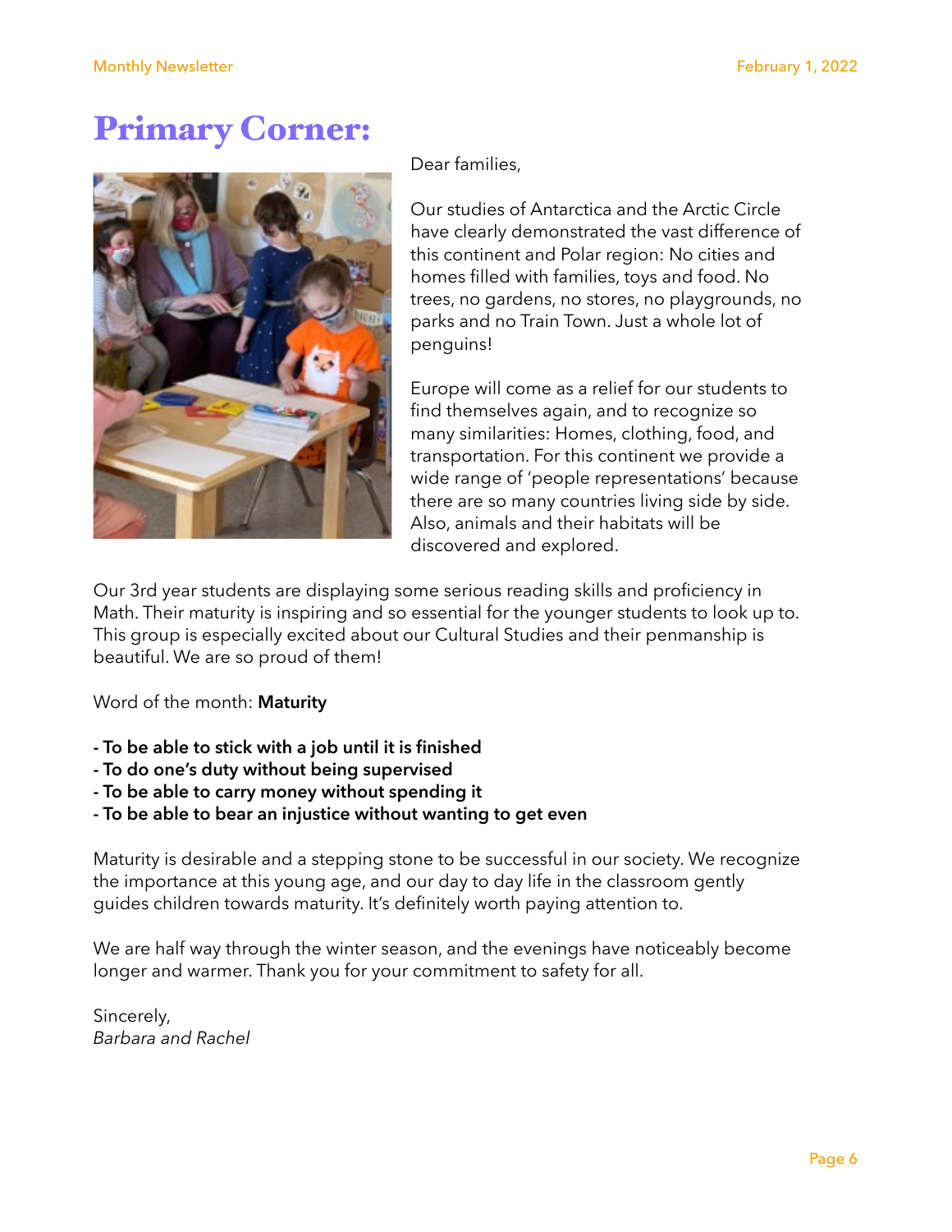# Primary Corner:

Dear families,

Our studies of Antarctica and the Arctic Circle have clearly demonstrated the vast difference of this continent and Polar region: No cities and homes filled with families, toys and food. No trees, no gardens, no stores, no playgrounds, no parks and no Train Town. Just a whole lot of penguins!

Europe will come as a relief for our students to find themselves again, and to recognize so many similarities: Homes, clothing, food, and transportation. For this continent we provide a wide range of 'people representations' because there are so many countries living side by side. Also, animals and their habitats will be discovered and explored.

Our 3rd year students are displaying some serious reading skills and proficiency in Math. Their maturity is inspiring and so essential for the younger students to look up to. This group is especially excited about our Cultural Studies and their penmanship is beautiful. We are so proud of them!

Word of the month: **Maturity**

- **To be able to stick with a job until it is finished**
- **To do one's duty without being supervised**
- **To be able to carry money without spending it**
- **To be able to bear an injustice without wanting to get even**

Maturity is desirable and a stepping stone to be successful in our society. We recognize the importance at this young age, and our day to day life in the classroom gently guides children towards maturity. It's definitely worth paying attention to.

We are half way through the winter season, and the evenings have noticeably become longer and warmer. Thank you for your commitment to safety for all.

Sincerely,
*Barbara and Rachel*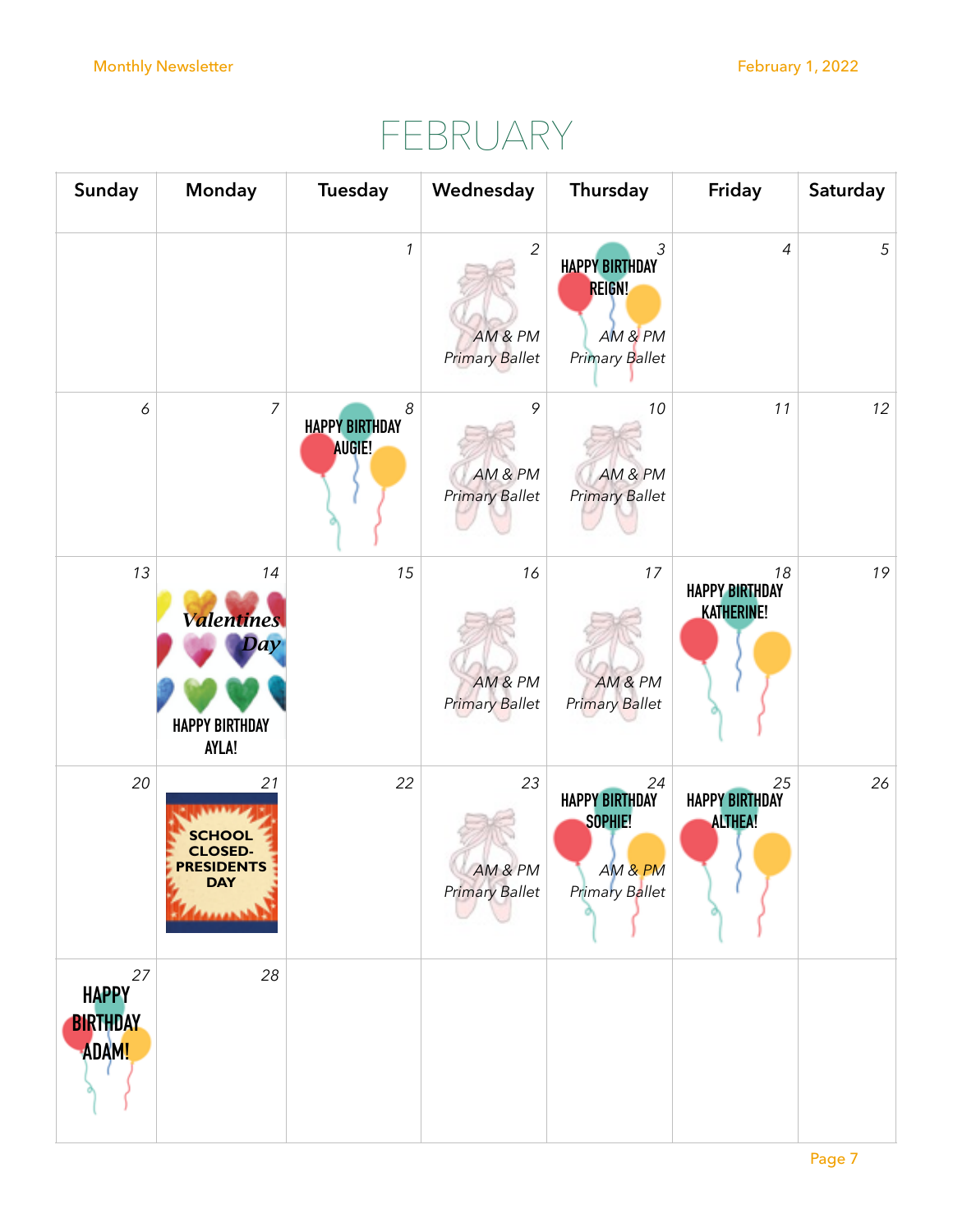# FEBRUARY

| Sunday | Monday | Tuesday | Wednesday | Thursday | Friday | Saturday |
|---|---|---|---|---|---|---|
| | | 1 | 2 AM & PM Primary Ballet | 3 HAPPY BIRTHDAY REIGN! AM & PM Primary Ballet | 4 | 5 |
| 6 | 7 | 8 HAPPY BIRTHDAY AUGIE! | 9 AM & PM Primary Ballet | 10 AM & PM Primary Ballet | 11 | 12 |
| 13 | 14 Valentines Day HAPPY BIRTHDAY AYLA! | 15 | 16 AM & PM Primary Ballet | 17 AM & PM Primary Ballet | 18 HAPPY BIRTHDAY KATHERINE! | 19 |
| 20 | 21 SCHOOL CLOSED- PRESIDENTS DAY | 22 | 23 AM & PM Primary Ballet | 24 HAPPY BIRTHDAY SOPHIE! AM & PM Primary Ballet | 25 HAPPY BIRTHDAY ALTHEA! | 26 |
| 27 HAPPY BIRTHDAY ADAM! | 28 | | | | | |